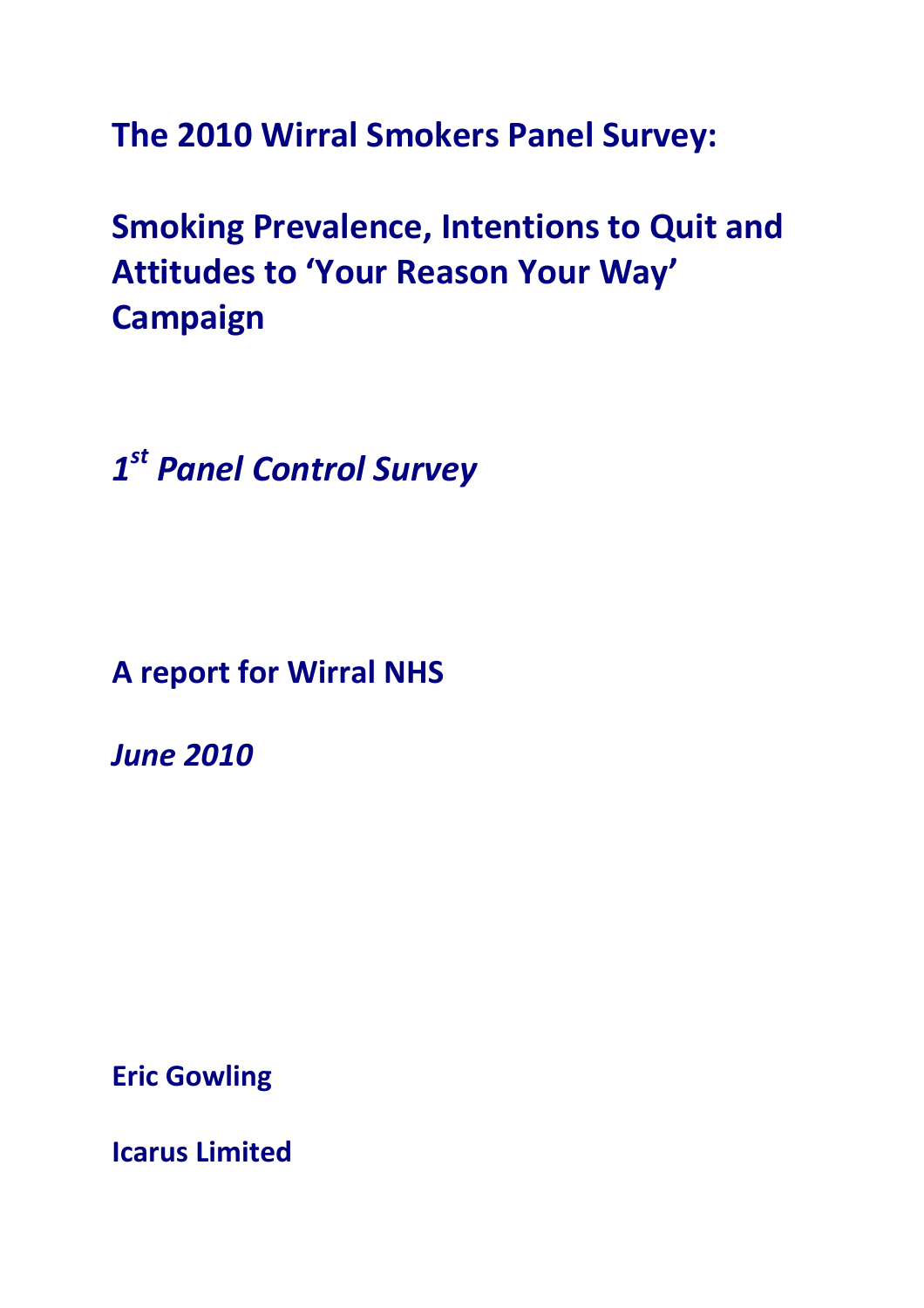# The 2010 Wirral Smokers Panel Survey:

# Smoking Prevalence, Intentions to Quit and Attitudes to 'Your Reason Your Way' Campaign

***1st Panel Control Survey***

**A report for Wirral NHS**

***June 2010***

**Eric Gowling**

**Icarus Limited**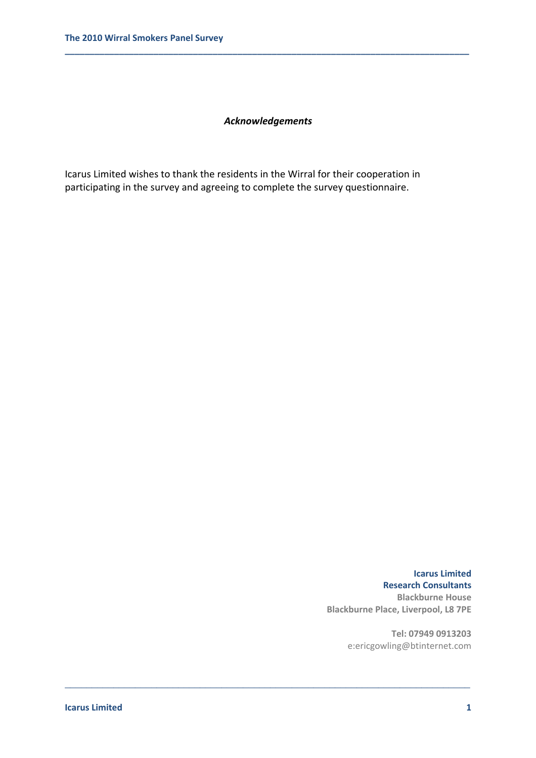***Acknowledgements***

Icarus Limited wishes to thank the residents in the Wirral for their cooperation in participating in the survey and agreeing to complete the survey questionnaire.

**Icarus Limited**
**Research Consultants**
**Blackburne House**
**Blackburne Place, Liverpool, L8 7PE**

**Tel: 07949 0913203**
e:ericgowling@btinternet.com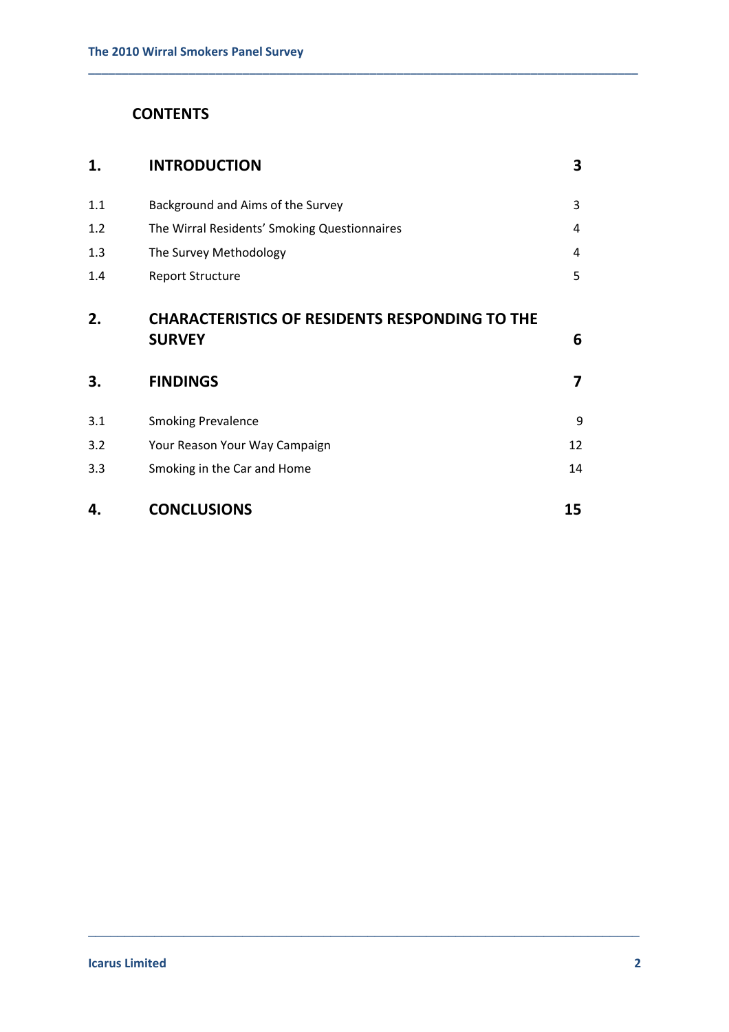# CONTENTS

| | | |
|---|---|---|
| **1.** | **INTRODUCTION** | **3** |
| 1.1 | Background and Aims of the Survey | 3 |
| 1.2 | The Wirral Residents' Smoking Questionnaires | 4 |
| 1.3 | The Survey Methodology | 4 |
| 1.4 | Report Structure | 5 |
| **2.** | **CHARACTERISTICS OF RESIDENTS RESPONDING TO THE SURVEY** | **6** |
| **3.** | **FINDINGS** | **7** |
| 3.1 | Smoking Prevalence | 9 |
| 3.2 | Your Reason Your Way Campaign | 12 |
| 3.3 | Smoking in the Car and Home | 14 |
| **4.** | **CONCLUSIONS** | **15** |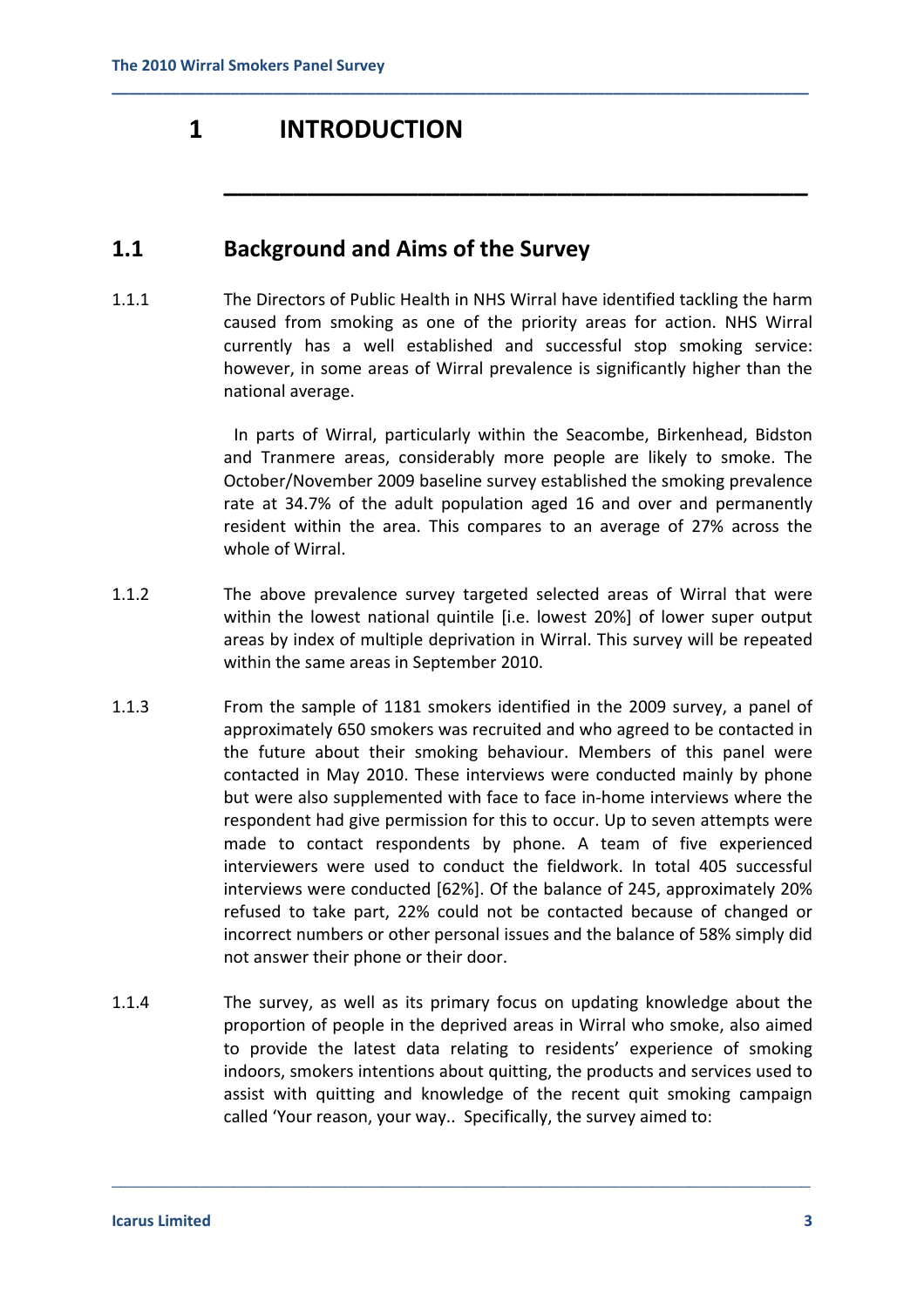# 1 INTRODUCTION

## 1.1 Background and Aims of the Survey

1.1.1 The Directors of Public Health in NHS Wirral have identified tackling the harm caused from smoking as one of the priority areas for action. NHS Wirral currently has a well established and successful stop smoking service: however, in some areas of Wirral prevalence is significantly higher than the national average.

In parts of Wirral, particularly within the Seacombe, Birkenhead, Bidston and Tranmere areas, considerably more people are likely to smoke. The October/November 2009 baseline survey established the smoking prevalence rate at 34.7% of the adult population aged 16 and over and permanently resident within the area. This compares to an average of 27% across the whole of Wirral.

1.1.2 The above prevalence survey targeted selected areas of Wirral that were within the lowest national quintile [i.e. lowest 20%] of lower super output areas by index of multiple deprivation in Wirral. This survey will be repeated within the same areas in September 2010.

1.1.3 From the sample of 1181 smokers identified in the 2009 survey, a panel of approximately 650 smokers was recruited and who agreed to be contacted in the future about their smoking behaviour. Members of this panel were contacted in May 2010. These interviews were conducted mainly by phone but were also supplemented with face to face in-home interviews where the respondent had give permission for this to occur. Up to seven attempts were made to contact respondents by phone. A team of five experienced interviewers were used to conduct the fieldwork. In total 405 successful interviews were conducted [62%]. Of the balance of 245, approximately 20% refused to take part, 22% could not be contacted because of changed or incorrect numbers or other personal issues and the balance of 58% simply did not answer their phone or their door.

1.1.4 The survey, as well as its primary focus on updating knowledge about the proportion of people in the deprived areas in Wirral who smoke, also aimed to provide the latest data relating to residents' experience of smoking indoors, smokers intentions about quitting, the products and services used to assist with quitting and knowledge of the recent quit smoking campaign called 'Your reason, your way.. Specifically, the survey aimed to: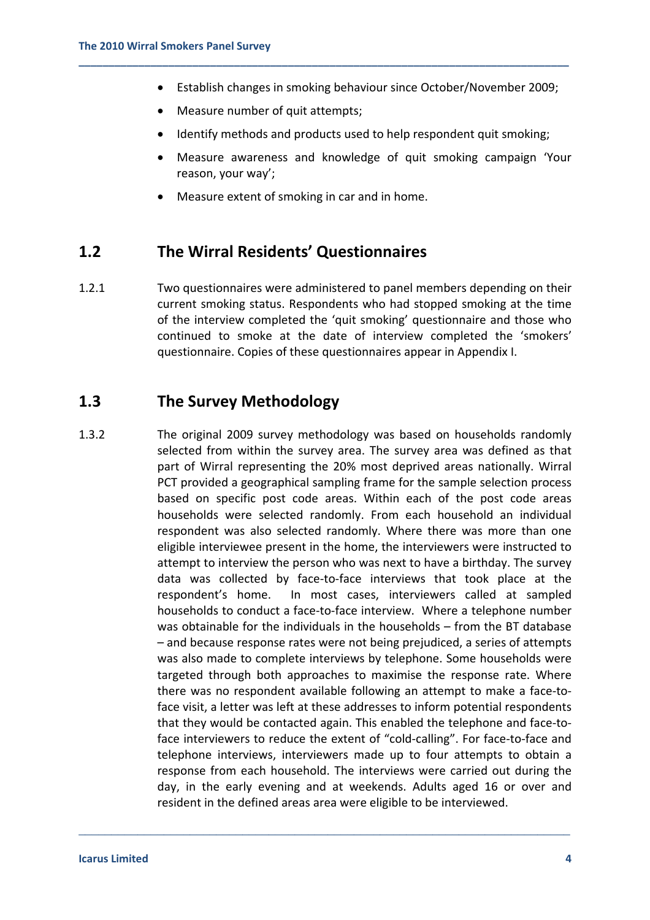- Establish changes in smoking behaviour since October/November 2009;
- Measure number of quit attempts;
- Identify methods and products used to help respondent quit smoking;
- Measure awareness and knowledge of quit smoking campaign 'Your reason, your way';
- Measure extent of smoking in car and in home.

## 1.2 The Wirral Residents' Questionnaires

1.2.1 Two questionnaires were administered to panel members depending on their current smoking status. Respondents who had stopped smoking at the time of the interview completed the 'quit smoking' questionnaire and those who continued to smoke at the date of interview completed the 'smokers' questionnaire. Copies of these questionnaires appear in Appendix I.

## 1.3 The Survey Methodology

1.3.2 The original 2009 survey methodology was based on households randomly selected from within the survey area. The survey area was defined as that part of Wirral representing the 20% most deprived areas nationally. Wirral PCT provided a geographical sampling frame for the sample selection process based on specific post code areas. Within each of the post code areas households were selected randomly. From each household an individual respondent was also selected randomly. Where there was more than one eligible interviewee present in the home, the interviewers were instructed to attempt to interview the person who was next to have a birthday. The survey data was collected by face-to-face interviews that took place at the respondent's home. In most cases, interviewers called at sampled households to conduct a face-to-face interview. Where a telephone number was obtainable for the individuals in the households – from the BT database – and because response rates were not being prejudiced, a series of attempts was also made to complete interviews by telephone. Some households were targeted through both approaches to maximise the response rate. Where there was no respondent available following an attempt to make a face-to-face visit, a letter was left at these addresses to inform potential respondents that they would be contacted again. This enabled the telephone and face-to-face interviewers to reduce the extent of "cold-calling". For face-to-face and telephone interviews, interviewers made up to four attempts to obtain a response from each household. The interviews were carried out during the day, in the early evening and at weekends. Adults aged 16 or over and resident in the defined areas area were eligible to be interviewed.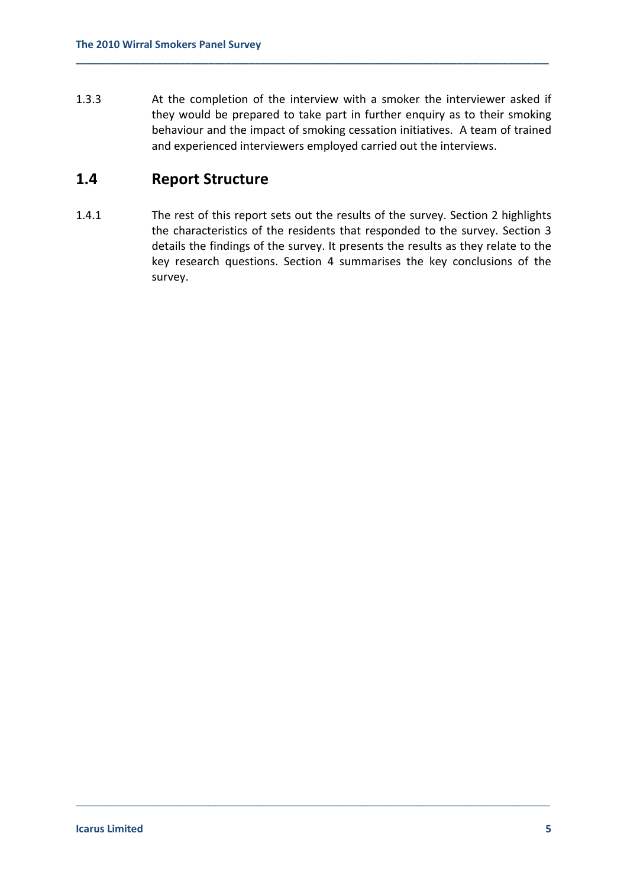1.3.3 At the completion of the interview with a smoker the interviewer asked if they would be prepared to take part in further enquiry as to their smoking behaviour and the impact of smoking cessation initiatives. A team of trained and experienced interviewers employed carried out the interviews.

## 1.4 Report Structure

1.4.1 The rest of this report sets out the results of the survey. Section 2 highlights the characteristics of the residents that responded to the survey. Section 3 details the findings of the survey. It presents the results as they relate to the key research questions. Section 4 summarises the key conclusions of the survey.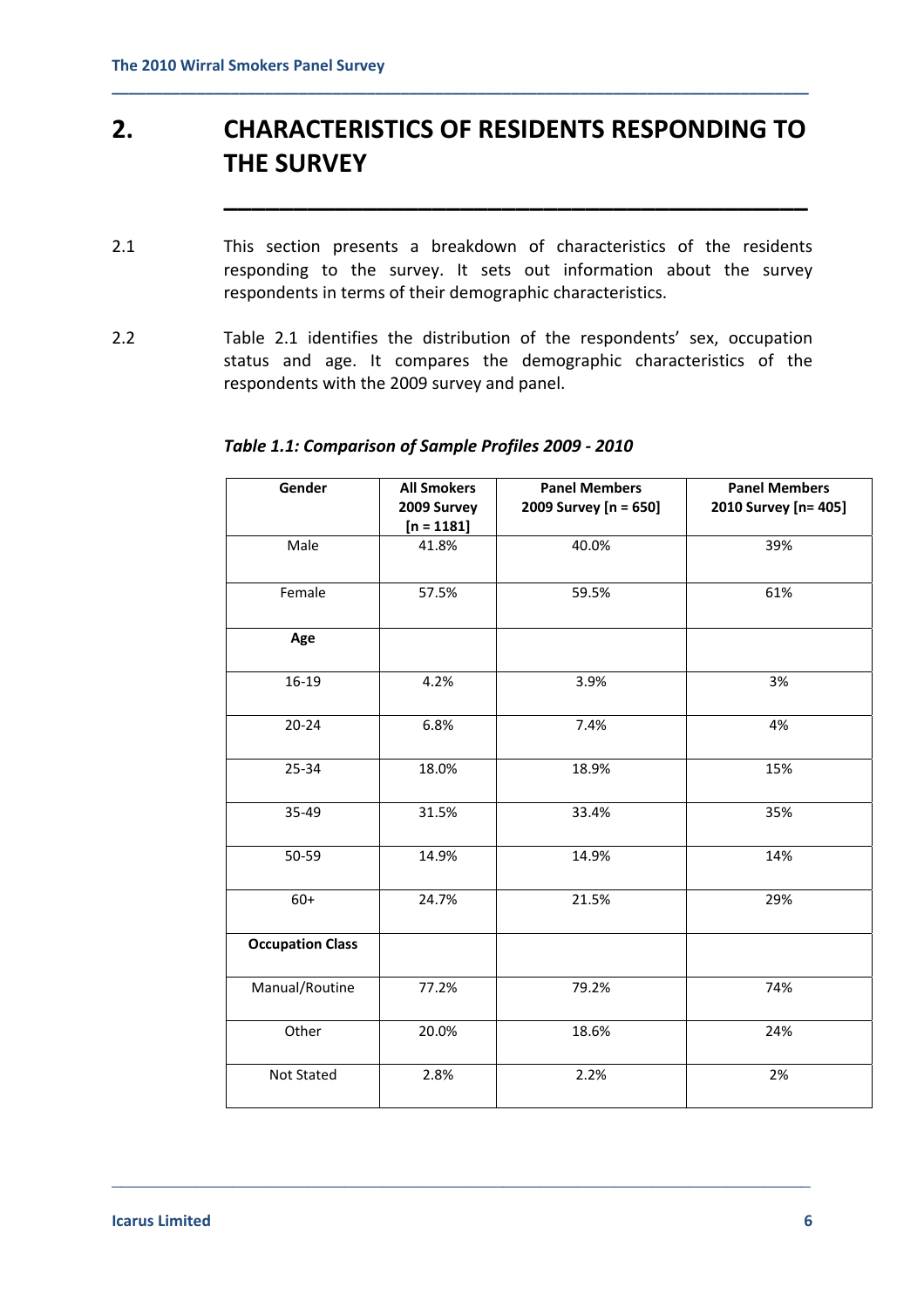# 2. CHARACTERISTICS OF RESIDENTS RESPONDING TO THE SURVEY

2.1 This section presents a breakdown of characteristics of the residents responding to the survey. It sets out information about the survey respondents in terms of their demographic characteristics.

2.2 Table 2.1 identifies the distribution of the respondents' sex, occupation status and age. It compares the demographic characteristics of the respondents with the 2009 survey and panel.

***Table 1.1: Comparison of Sample Profiles 2009 - 2010***

| Gender | All Smokers 2009 Survey [n = 1181] | Panel Members 2009 Survey [n = 650] | Panel Members 2010 Survey [n= 405] |
|---|---|---|---|
| Male | 41.8% | 40.0% | 39% |
| Female | 57.5% | 59.5% | 61% |
| **Age** | | | |
| 16-19 | 4.2% | 3.9% | 3% |
| 20-24 | 6.8% | 7.4% | 4% |
| 25-34 | 18.0% | 18.9% | 15% |
| 35-49 | 31.5% | 33.4% | 35% |
| 50-59 | 14.9% | 14.9% | 14% |
| 60+ | 24.7% | 21.5% | 29% |
| **Occupation Class** | | | |
| Manual/Routine | 77.2% | 79.2% | 74% |
| Other | 20.0% | 18.6% | 24% |
| Not Stated | 2.8% | 2.2% | 2% |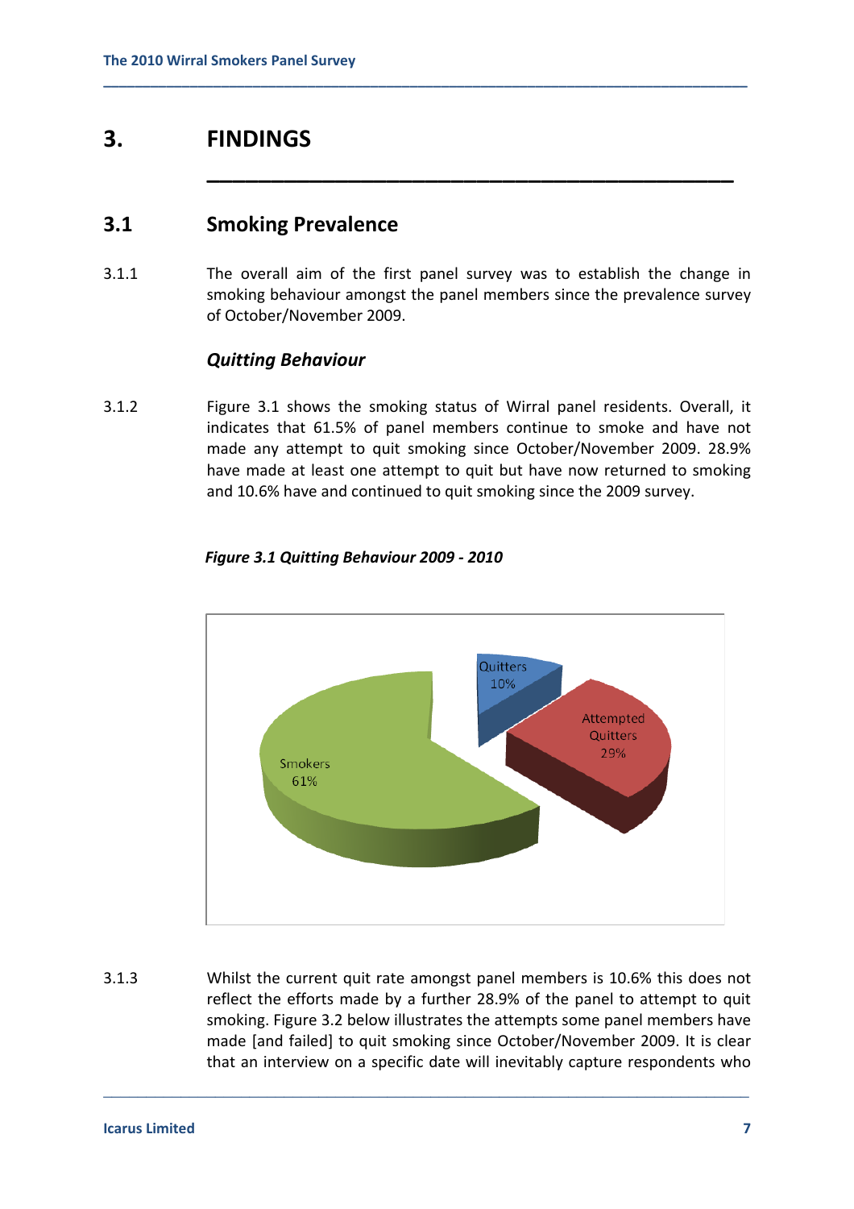## 3. FINDINGS

### 3.1 Smoking Prevalence

3.1.1 The overall aim of the first panel survey was to establish the change in smoking behaviour amongst the panel members since the prevalence survey of October/November 2009.

#### *Quitting Behaviour*

3.1.2 Figure 3.1 shows the smoking status of Wirral panel residents. Overall, it indicates that 61.5% of panel members continue to smoke and have not made any attempt to quit smoking since October/November 2009. 28.9% have made at least one attempt to quit but have now returned to smoking and 10.6% have and continued to quit smoking since the 2009 survey.

***Figure 3.1 Quitting Behaviour 2009 - 2010***

3.1.3 Whilst the current quit rate amongst panel members is 10.6% this does not reflect the efforts made by a further 28.9% of the panel to attempt to quit smoking. Figure 3.2 below illustrates the attempts some panel members have made [and failed] to quit smoking since October/November 2009. It is clear that an interview on a specific date will inevitably capture respondents who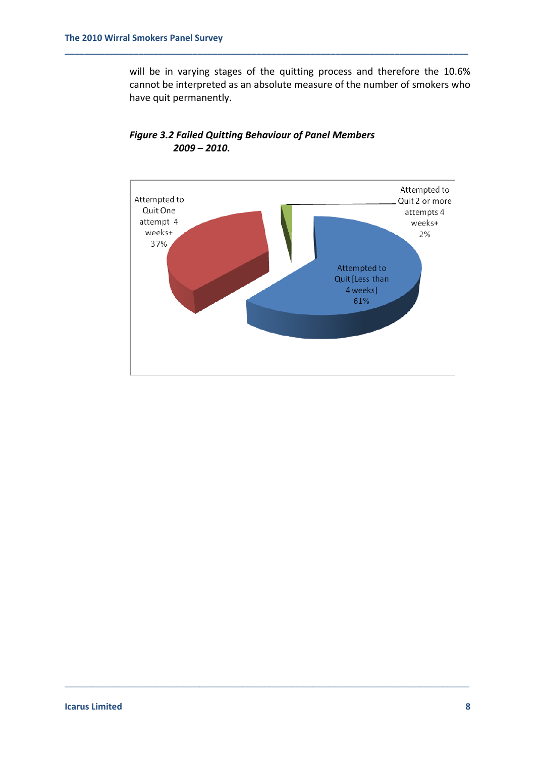will be in varying stages of the quitting process and therefore the 10.6% cannot be interpreted as an absolute measure of the number of smokers who have quit permanently.

***Figure 3.2 Failed Quitting Behaviour of Panel Members 2009 – 2010.***

Attempted to Quit One attempt 4 weeks+ 37%

Attempted to Quit 2 or more attempts 4 weeks+ 2%

Attempted to Quit [Less than 4 weeks] 61%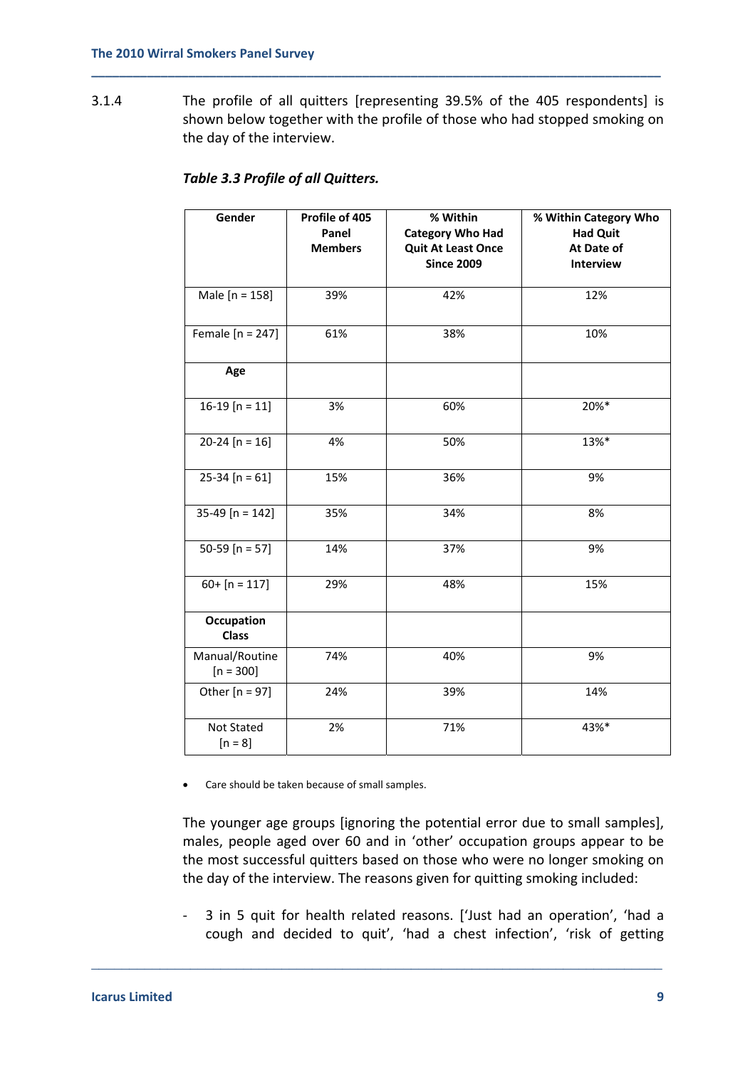3.1.4 The profile of all quitters [representing 39.5% of the 405 respondents] is shown below together with the profile of those who had stopped smoking on the day of the interview.

***Table 3.3 Profile of all Quitters.***

| Gender | Profile of 405 Panel Members | % Within Category Who Had Quit At Least Once Since 2009 | % Within Category Who Had Quit At Date of Interview |
|---|---|---|---|
| Male [n = 158] | 39% | 42% | 12% |
| Female [n = 247] | 61% | 38% | 10% |
| **Age** | | | |
| 16-19 [n = 11] | 3% | 60% | 20%* |
| 20-24 [n = 16] | 4% | 50% | 13%* |
| 25-34 [n = 61] | 15% | 36% | 9% |
| 35-49 [n = 142] | 35% | 34% | 8% |
| 50-59 [n = 57] | 14% | 37% | 9% |
| 60+ [n = 117] | 29% | 48% | 15% |
| **Occupation Class** | | | |
| Manual/Routine [n = 300] | 74% | 40% | 9% |
| Other [n = 97] | 24% | 39% | 14% |
| Not Stated [n = 8] | 2% | 71% | 43%* |

- Care should be taken because of small samples.

The younger age groups [ignoring the potential error due to small samples], males, people aged over 60 and in 'other' occupation groups appear to be the most successful quitters based on those who were no longer smoking on the day of the interview. The reasons given for quitting smoking included:

- 3 in 5 quit for health related reasons. ['Just had an operation', 'had a cough and decided to quit', 'had a chest infection', 'risk of getting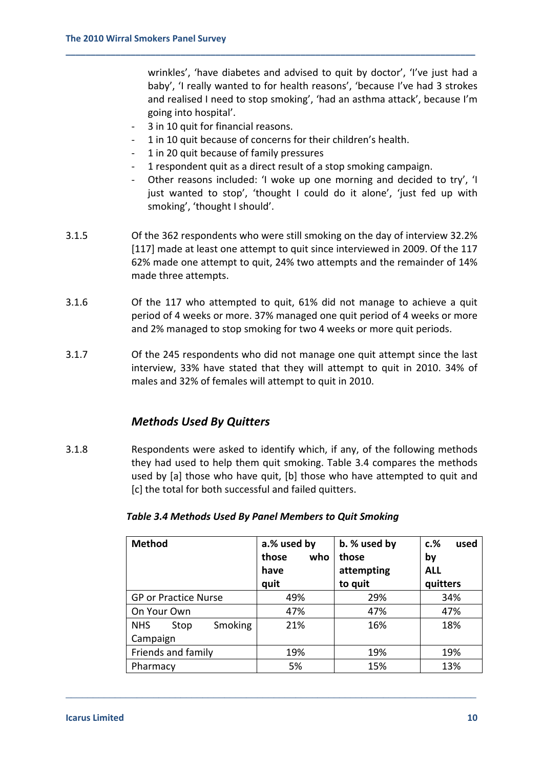wrinkles', 'have diabetes and advised to quit by doctor', 'I've just had a baby', 'I really wanted to for health reasons', 'because I've had 3 strokes and realised I need to stop smoking', 'had an asthma attack', because I'm going into hospital'.

- 3 in 10 quit for financial reasons.
- 1 in 10 quit because of concerns for their children's health.
- 1 in 20 quit because of family pressures
- 1 respondent quit as a direct result of a stop smoking campaign.
- Other reasons included: 'I woke up one morning and decided to try', 'I just wanted to stop', 'thought I could do it alone', 'just fed up with smoking', 'thought I should'.

3.1.5 Of the 362 respondents who were still smoking on the day of interview 32.2% [117] made at least one attempt to quit since interviewed in 2009. Of the 117 62% made one attempt to quit, 24% two attempts and the remainder of 14% made three attempts.

3.1.6 Of the 117 who attempted to quit, 61% did not manage to achieve a quit period of 4 weeks or more. 37% managed one quit period of 4 weeks or more and 2% managed to stop smoking for two 4 weeks or more quit periods.

3.1.7 Of the 245 respondents who did not manage one quit attempt since the last interview, 33% have stated that they will attempt to quit in 2010. 34% of males and 32% of females will attempt to quit in 2010.

### *Methods Used By Quitters*

3.1.8 Respondents were asked to identify which, if any, of the following methods they had used to help them quit smoking. Table 3.4 compares the methods used by [a] those who have quit, [b] those who have attempted to quit and [c] the total for both successful and failed quitters.

***Table 3.4 Methods Used By Panel Members to Quit Smoking***

| Method | a.% used by those who have quit | b. % used by those attempting to quit | c.% used by ALL quitters |
|---|---|---|---|
| GP or Practice Nurse | 49% | 29% | 34% |
| On Your Own | 47% | 47% | 47% |
| NHS Stop Smoking Campaign | 21% | 16% | 18% |
| Friends and family | 19% | 19% | 19% |
| Pharmacy | 5% | 15% | 13% |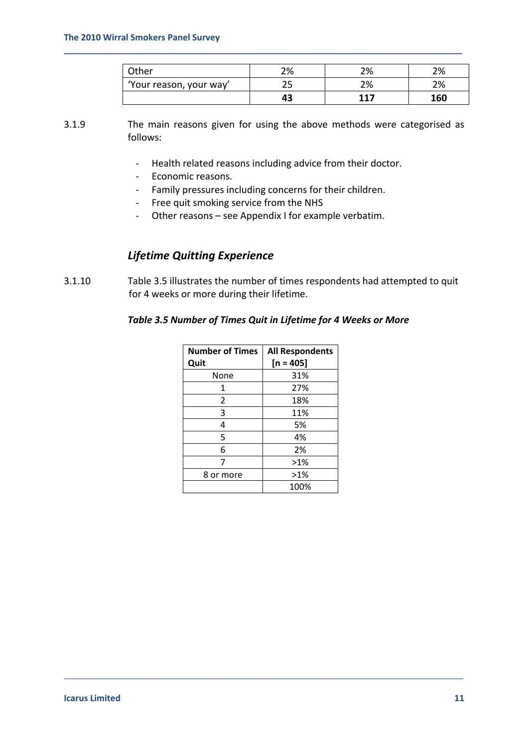| Other | 2% | 2% | 2% |
|---|---|---|---|
| 'Your reason, your way' | 25 | 2% | 2% |
| | **43** | **117** | **160** |

3.1.9 The main reasons given for using the above methods were categorised as follows:

- Health related reasons including advice from their doctor.
- Economic reasons.
- Family pressures including concerns for their children.
- Free quit smoking service from the NHS
- Other reasons – see Appendix I for example verbatim.

### *Lifetime Quitting Experience*

3.1.10 Table 3.5 illustrates the number of times respondents had attempted to quit for 4 weeks or more during their lifetime.

***Table 3.5 Number of Times Quit in Lifetime for 4 Weeks or More***

| Number of Times Quit | All Respondents [n = 405] |
|---|---|
| None | 31% |
| 1 | 27% |
| 2 | 18% |
| 3 | 11% |
| 4 | 5% |
| 5 | 4% |
| 6 | 2% |
| 7 | >1% |
| 8 or more | >1% |
| | 100% |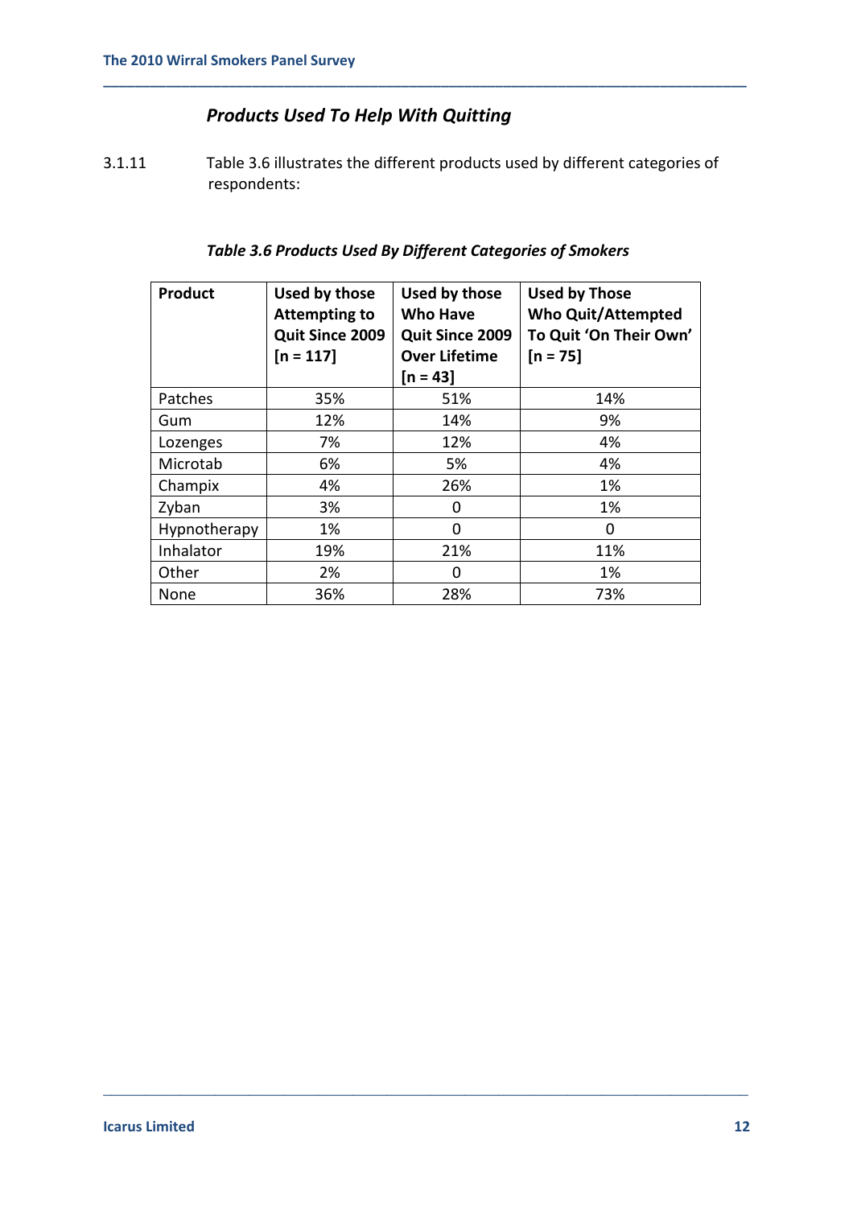### *Products Used To Help With Quitting*

3.1.11 Table 3.6 illustrates the different products used by different categories of respondents:

***Table 3.6 Products Used By Different Categories of Smokers***

| Product | Used by those Attempting to Quit Since 2009 [n = 117] | Used by those Who Have Quit Since 2009 Over Lifetime [n = 43] | Used by Those Who Quit/Attempted To Quit 'On Their Own' [n = 75] |
|---|---|---|---|
| Patches | 35% | 51% | 14% |
| Gum | 12% | 14% | 9% |
| Lozenges | 7% | 12% | 4% |
| Microtab | 6% | 5% | 4% |
| Champix | 4% | 26% | 1% |
| Zyban | 3% | 0 | 1% |
| Hypnotherapy | 1% | 0 | 0 |
| Inhalator | 19% | 21% | 11% |
| Other | 2% | 0 | 1% |
| None | 36% | 28% | 73% |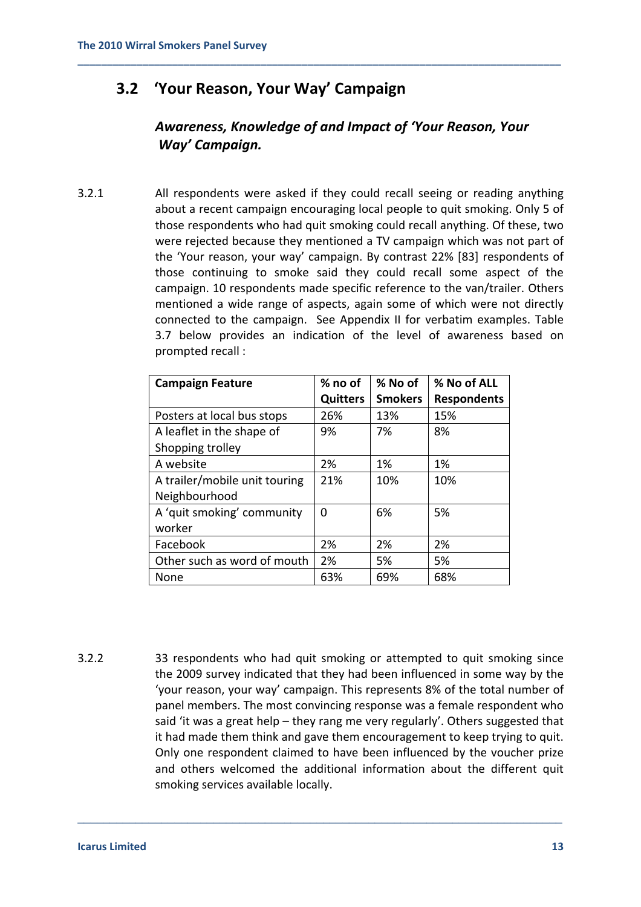## 3.2 'Your Reason, Your Way' Campaign

### *Awareness, Knowledge of and Impact of 'Your Reason, Your Way' Campaign.*

3.2.1 All respondents were asked if they could recall seeing or reading anything about a recent campaign encouraging local people to quit smoking. Only 5 of those respondents who had quit smoking could recall anything. Of these, two were rejected because they mentioned a TV campaign which was not part of the 'Your reason, your way' campaign. By contrast 22% [83] respondents of those continuing to smoke said they could recall some aspect of the campaign. 10 respondents made specific reference to the van/trailer. Others mentioned a wide range of aspects, again some of which were not directly connected to the campaign. See Appendix II for verbatim examples. Table 3.7 below provides an indication of the level of awareness based on prompted recall :

| Campaign Feature | % no of Quitters | % No of Smokers | % No of ALL Respondents |
|---|---|---|---|
| Posters at local bus stops | 26% | 13% | 15% |
| A leaflet in the shape of Shopping trolley | 9% | 7% | 8% |
| A website | 2% | 1% | 1% |
| A trailer/mobile unit touring Neighbourhood | 21% | 10% | 10% |
| A 'quit smoking' community worker | 0 | 6% | 5% |
| Facebook | 2% | 2% | 2% |
| Other such as word of mouth | 2% | 5% | 5% |
| None | 63% | 69% | 68% |

3.2.2 33 respondents who had quit smoking or attempted to quit smoking since the 2009 survey indicated that they had been influenced in some way by the 'your reason, your way' campaign. This represents 8% of the total number of panel members. The most convincing response was a female respondent who said 'it was a great help – they rang me very regularly'. Others suggested that it had made them think and gave them encouragement to keep trying to quit. Only one respondent claimed to have been influenced by the voucher prize and others welcomed the additional information about the different quit smoking services available locally.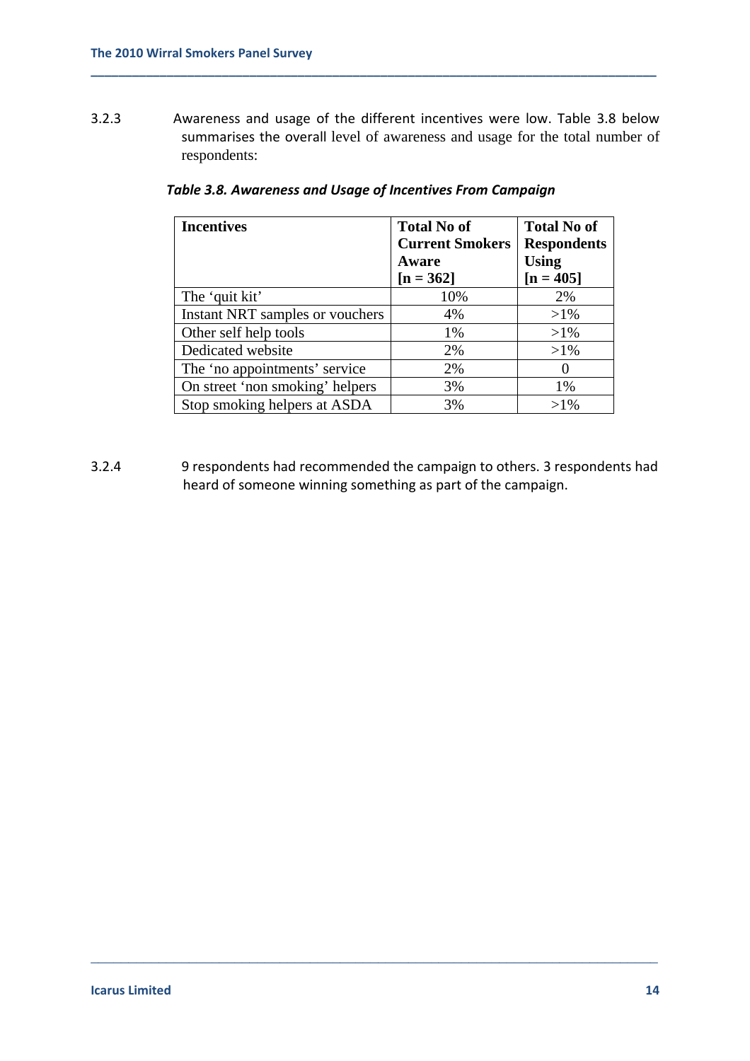3.2.3 Awareness and usage of the different incentives were low. Table 3.8 below summarises the overall level of awareness and usage for the total number of respondents:

***Table 3.8. Awareness and Usage of Incentives From Campaign***

| Incentives | Total No of Current Smokers Aware [n = 362] | Total No of Respondents Using [n = 405] |
|---|---|---|
| The 'quit kit' | 10% | 2% |
| Instant NRT samples or vouchers | 4% | >1% |
| Other self help tools | 1% | >1% |
| Dedicated website | 2% | >1% |
| The 'no appointments' service | 2% | 0 |
| On street 'non smoking' helpers | 3% | 1% |
| Stop smoking helpers at ASDA | 3% | >1% |

3.2.4 9 respondents had recommended the campaign to others. 3 respondents had heard of someone winning something as part of the campaign.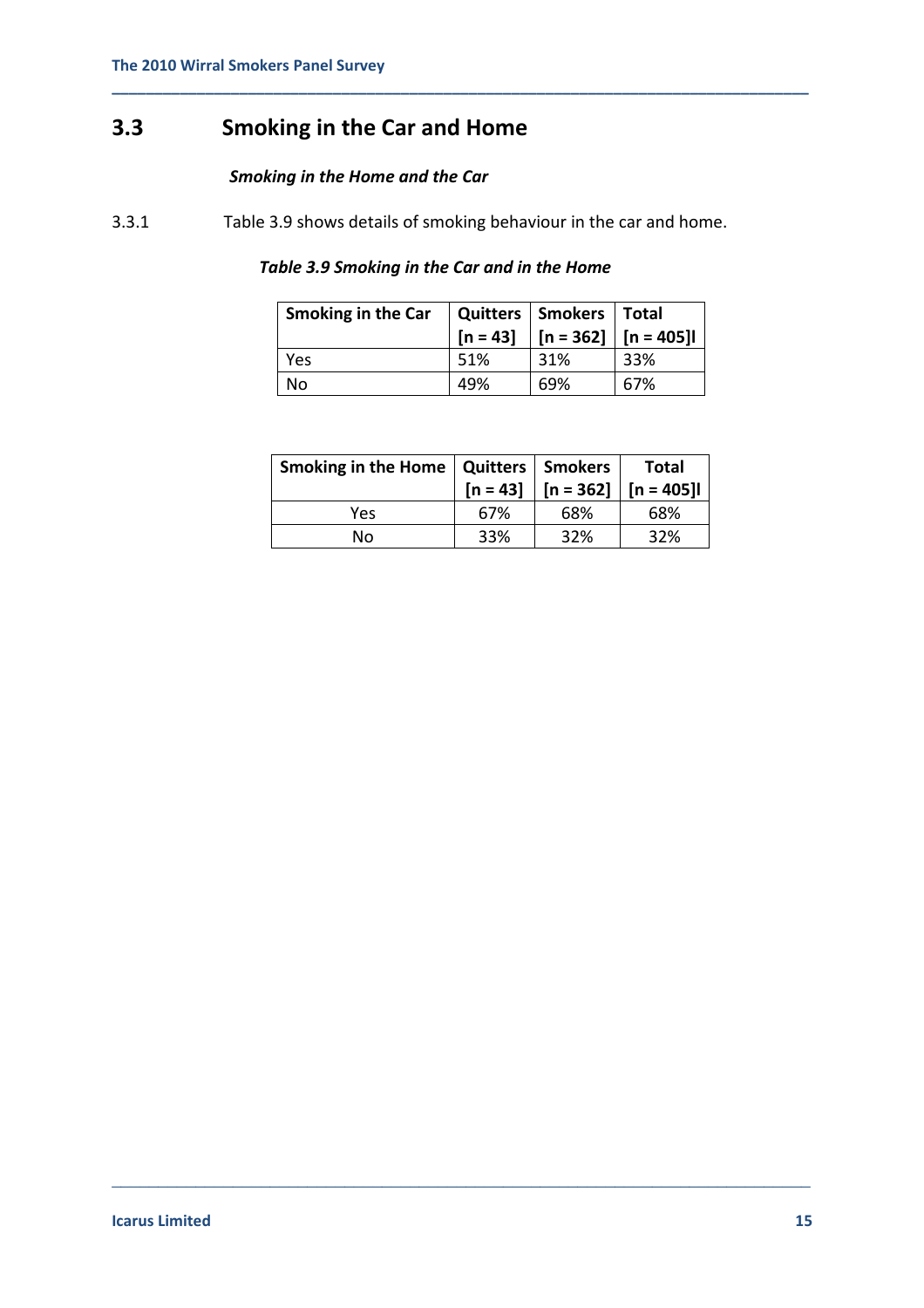## 3.3 Smoking in the Car and Home

***Smoking in the Home and the Car***

3.3.1 Table 3.9 shows details of smoking behaviour in the car and home.

***Table 3.9 Smoking in the Car and in the Home***

| Smoking in the Car | Quitters [n = 43] | Smokers [n = 362] | Total [n = 405]l |
|---|---|---|---|
| Yes | 51% | 31% | 33% |
| No | 49% | 69% | 67% |

| Smoking in the Home | Quitters [n = 43] | Smokers [n = 362] | Total [n = 405]l |
|---|---|---|---|
| Yes | 67% | 68% | 68% |
| No | 33% | 32% | 32% |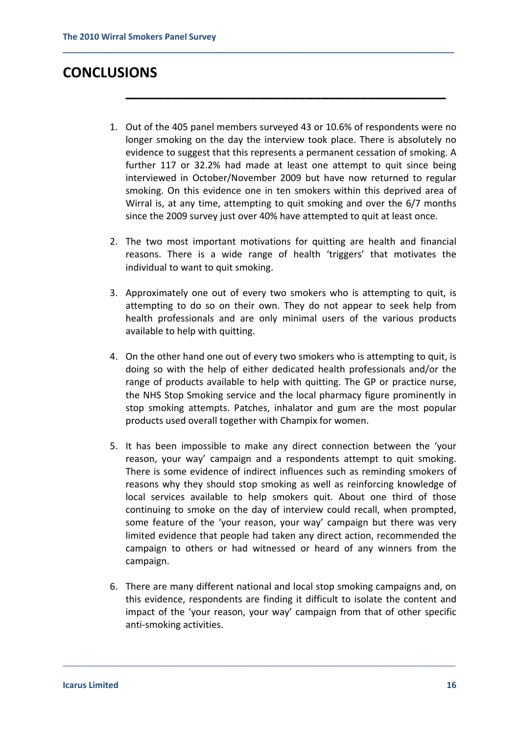# CONCLUSIONS

1. Out of the 405 panel members surveyed 43 or 10.6% of respondents were no longer smoking on the day the interview took place. There is absolutely no evidence to suggest that this represents a permanent cessation of smoking. A further 117 or 32.2% had made at least one attempt to quit since being interviewed in October/November 2009 but have now returned to regular smoking. On this evidence one in ten smokers within this deprived area of Wirral is, at any time, attempting to quit smoking and over the 6/7 months since the 2009 survey just over 40% have attempted to quit at least once.

2. The two most important motivations for quitting are health and financial reasons. There is a wide range of health 'triggers' that motivates the individual to want to quit smoking.

3. Approximately one out of every two smokers who is attempting to quit, is attempting to do so on their own. They do not appear to seek help from health professionals and are only minimal users of the various products available to help with quitting.

4. On the other hand one out of every two smokers who is attempting to quit, is doing so with the help of either dedicated health professionals and/or the range of products available to help with quitting. The GP or practice nurse, the NHS Stop Smoking service and the local pharmacy figure prominently in stop smoking attempts. Patches, inhalator and gum are the most popular products used overall together with Champix for women.

5. It has been impossible to make any direct connection between the 'your reason, your way' campaign and a respondents attempt to quit smoking. There is some evidence of indirect influences such as reminding smokers of reasons why they should stop smoking as well as reinforcing knowledge of local services available to help smokers quit. About one third of those continuing to smoke on the day of interview could recall, when prompted, some feature of the 'your reason, your way' campaign but there was very limited evidence that people had taken any direct action, recommended the campaign to others or had witnessed or heard of any winners from the campaign.

6. There are many different national and local stop smoking campaigns and, on this evidence, respondents are finding it difficult to isolate the content and impact of the 'your reason, your way' campaign from that of other specific anti-smoking activities.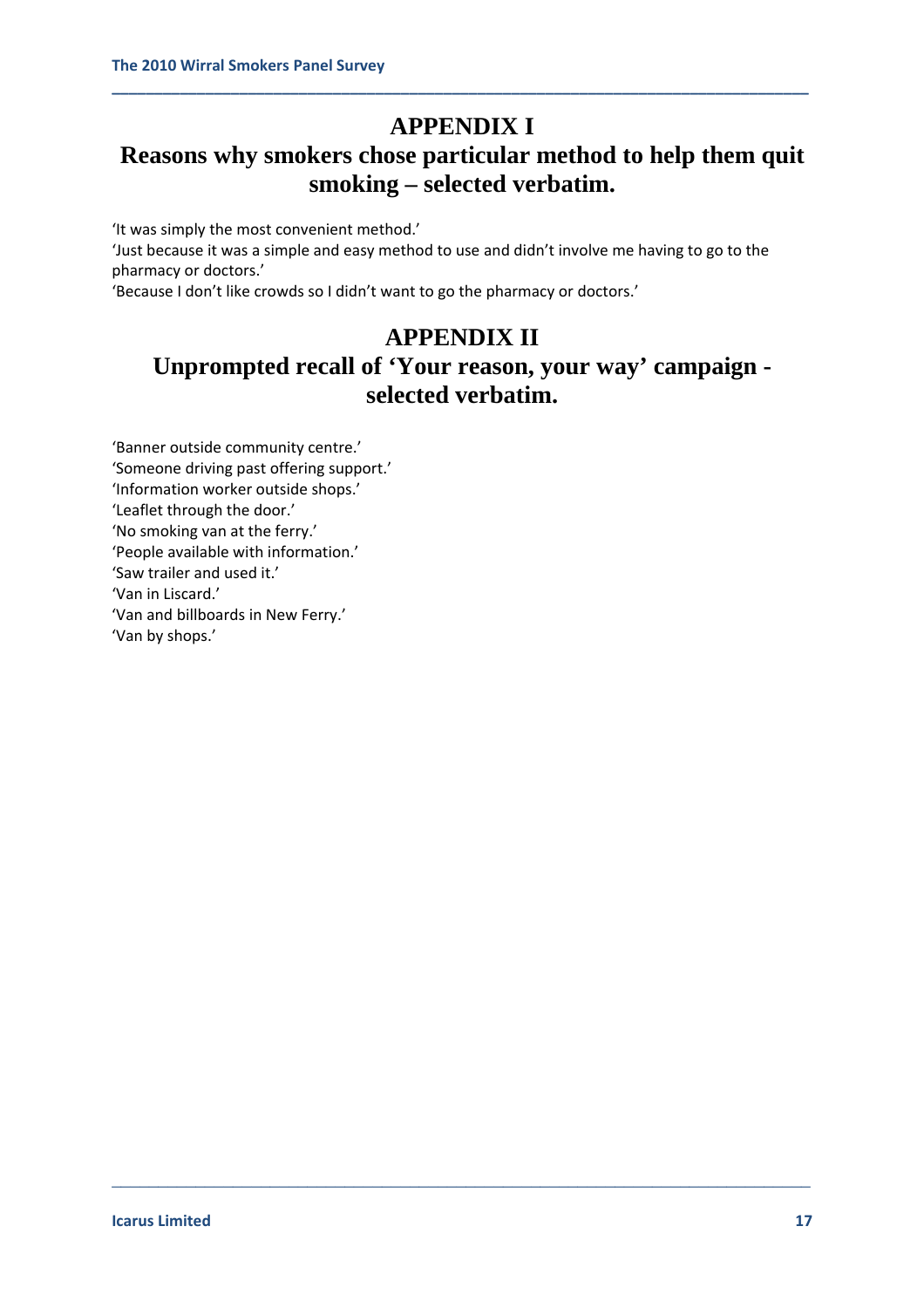# APPENDIX I

# Reasons why smokers chose particular method to help them quit smoking – selected verbatim.

'It was simply the most convenient method.'
'Just because it was a simple and easy method to use and didn't involve me having to go to the pharmacy or doctors.'
'Because I don't like crowds so I didn't want to go the pharmacy or doctors.'

# APPENDIX II

# Unprompted recall of 'Your reason, your way' campaign - selected verbatim.

'Banner outside community centre.'
'Someone driving past offering support.'
'Information worker outside shops.'
'Leaflet through the door.'
'No smoking van at the ferry.'
'People available with information.'
'Saw trailer and used it.'
'Van in Liscard.'
'Van and billboards in New Ferry.'
'Van by shops.'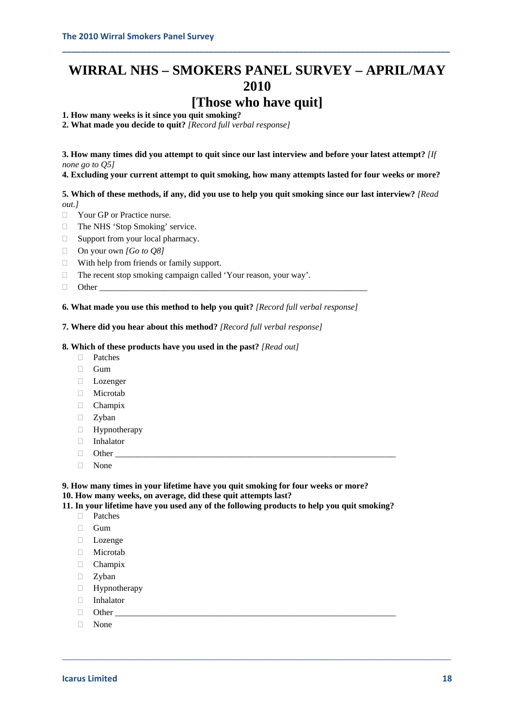# WIRRAL NHS – SMOKERS PANEL SURVEY – APRIL/MAY 2010

## [Those who have quit]

**1. How many weeks is it since you quit smoking?**

**2. What made you decide to quit?** *[Record full verbal response]*

**3. How many times did you attempt to quit since our last interview and before your latest attempt?** *[If none go to Q5]*

**4. Excluding your current attempt to quit smoking, how many attempts lasted for four weeks or more?**

**5. Which of these methods, if any, did you use to help you quit smoking since our last interview?** *[Read out.]*

- Your GP or Practice nurse.
- The NHS 'Stop Smoking' service.
- Support from your local pharmacy.
- On your own *[Go to Q8]*
- With help from friends or family support.
- The recent stop smoking campaign called 'Your reason, your way'.
- Other ___________________________________________________________

**6. What made you use this method to help you quit?** *[Record full verbal response]*

**7. Where did you hear about this method?** *[Record full verbal response]*

**8. Which of these products have you used in the past?** *[Read out]*

- Patches
- Gum
- Lozenger
- Microtab
- Champix
- Zyban
- Hypnotherapy
- Inhalator
- Other ___________________________________________________________
- None

**9. How many times in your lifetime have you quit smoking for four weeks or more?**

**10. How many weeks, on average, did these quit attempts last?**

**11. In your lifetime have you used any of the following products to help you quit smoking?**

- Patches
- Gum
- Lozenge
- Microtab
- Champix
- Zyban
- Hypnotherapy
- Inhalator
- Other ___________________________________________________________
- None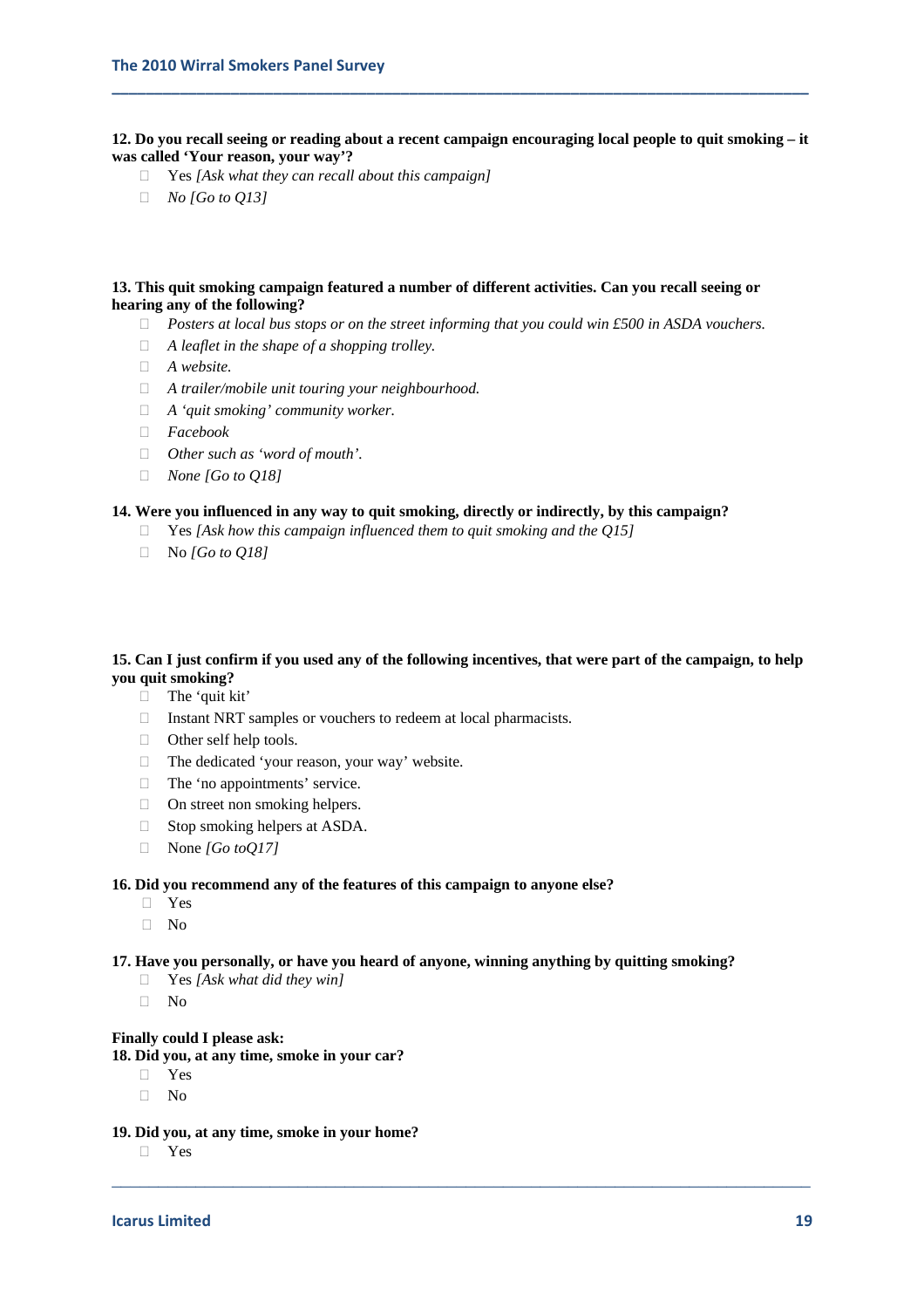**12. Do you recall seeing or reading about a recent campaign encouraging local people to quit smoking – it was called 'Your reason, your way'?**

- Yes *[Ask what they can recall about this campaign]*
- *No [Go to Q13]*

**13. This quit smoking campaign featured a number of different activities. Can you recall seeing or hearing any of the following?**

- *Posters at local bus stops or on the street informing that you could win £500 in ASDA vouchers.*
- *A leaflet in the shape of a shopping trolley.*
- *A website.*
- *A trailer/mobile unit touring your neighbourhood.*
- *A 'quit smoking' community worker.*
- *Facebook*
- *Other such as 'word of mouth'.*
- *None [Go to Q18]*

**14. Were you influenced in any way to quit smoking, directly or indirectly, by this campaign?**

- Yes *[Ask how this campaign influenced them to quit smoking and the Q15]*
- No *[Go to Q18]*

**15. Can I just confirm if you used any of the following incentives, that were part of the campaign, to help you quit smoking?**

- The 'quit kit'
- Instant NRT samples or vouchers to redeem at local pharmacists.
- Other self help tools.
- The dedicated 'your reason, your way' website.
- The 'no appointments' service.
- On street non smoking helpers.
- Stop smoking helpers at ASDA.
- None *[Go toQ17]*

**16. Did you recommend any of the features of this campaign to anyone else?**

- Yes
- No

**17. Have you personally, or have you heard of anyone, winning anything by quitting smoking?**

- Yes *[Ask what did they win]*
- No

**Finally could I please ask:**

**18. Did you, at any time, smoke in your car?**

- Yes
- No

**19. Did you, at any time, smoke in your home?**

- Yes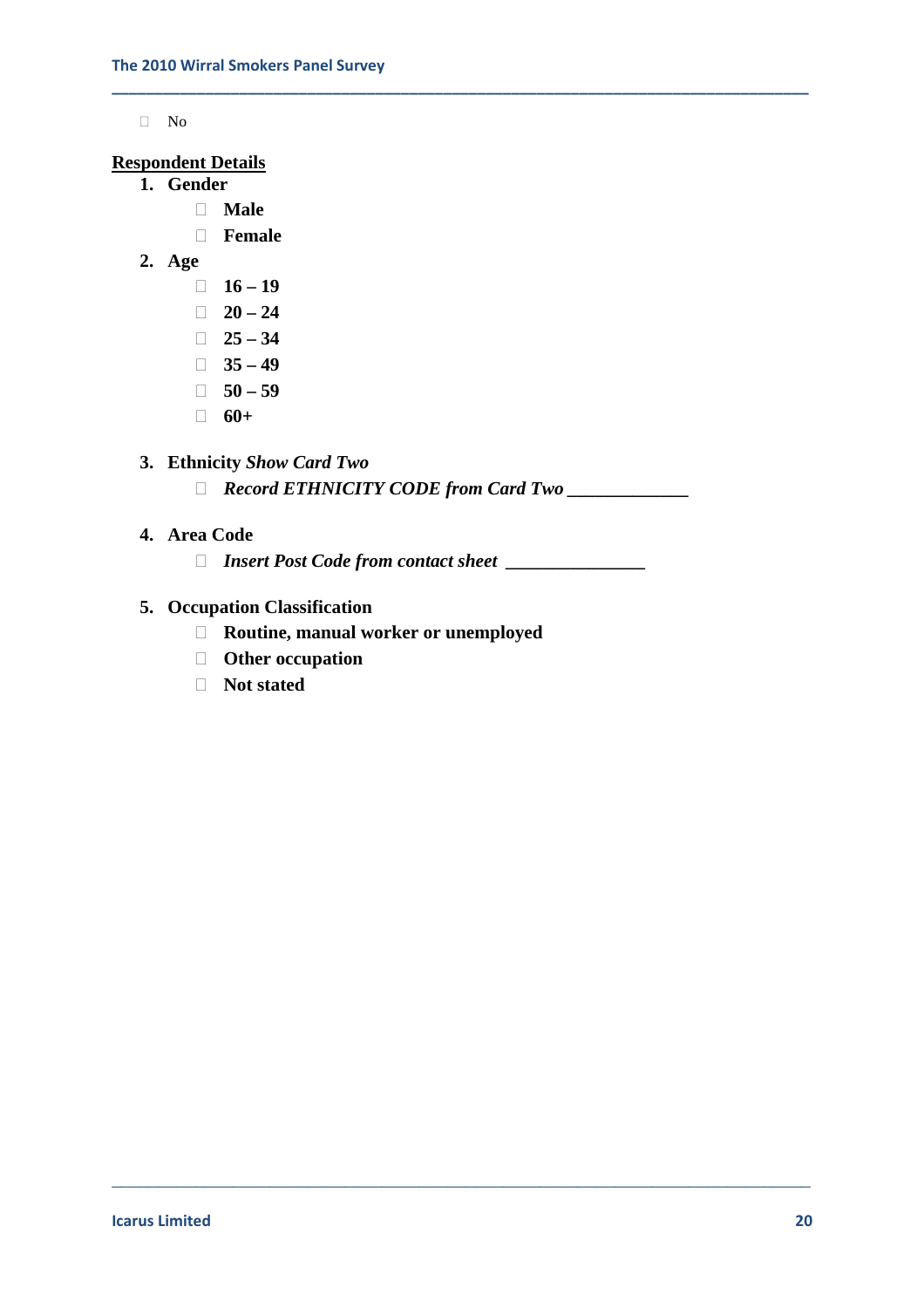- No

**Respondent Details**

1. **Gender**
   - **Male**
   - **Female**
2. **Age**
   - **16 – 19**
   - **20 – 24**
   - **25 – 34**
   - **35 – 49**
   - **50 – 59**
   - **60+**
3. **Ethnicity** ***Show Card Two***
   - ***Record ETHNICITY CODE from Card Two*** _____________
4. **Area Code**
   - ***Insert Post Code from contact sheet*** _______________
5. **Occupation Classification**
   - **Routine, manual worker or unemployed**
   - **Other occupation**
   - **Not stated**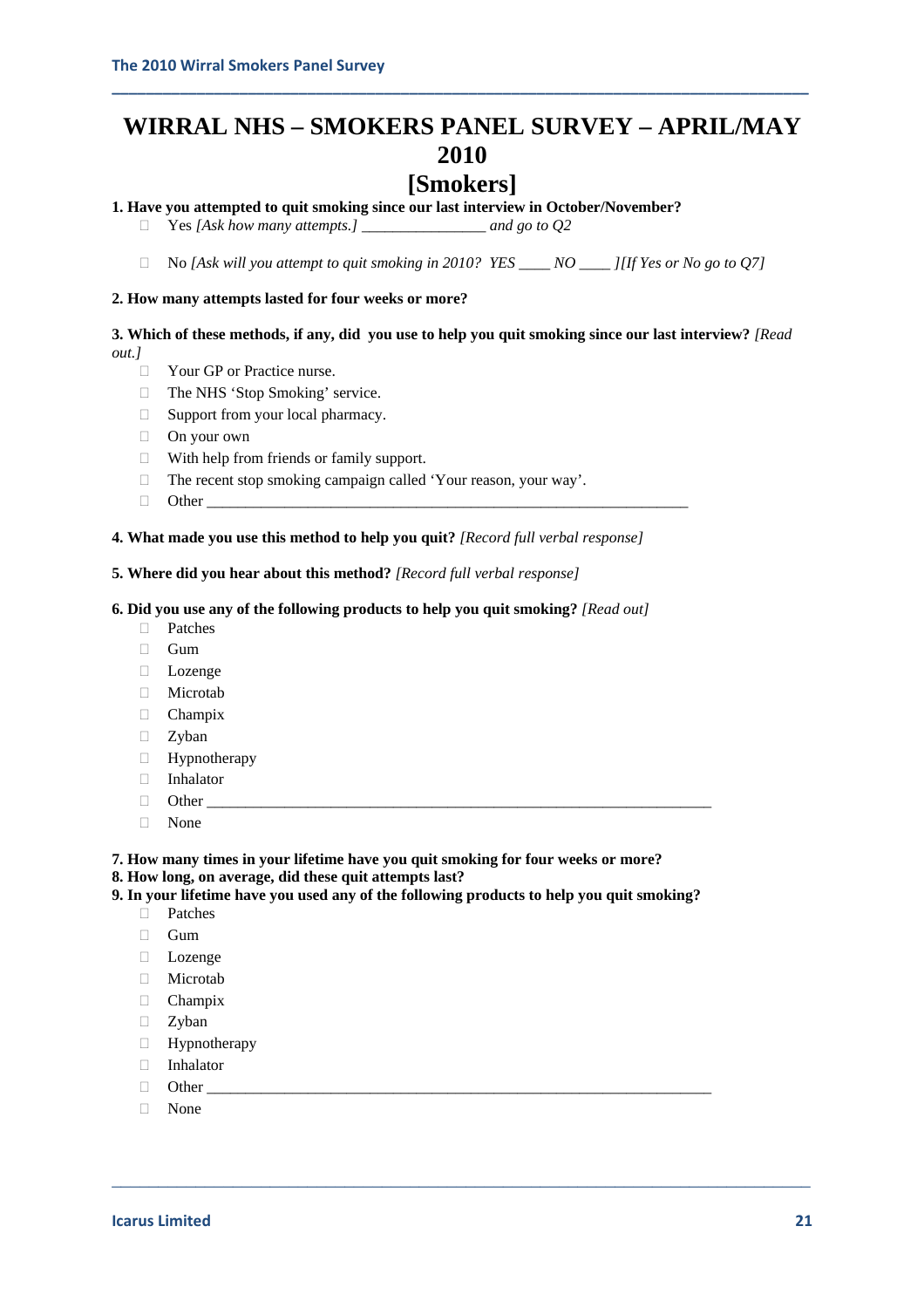# WIRRAL NHS – SMOKERS PANEL SURVEY – APRIL/MAY 2010

## [Smokers]

**1. Have you attempted to quit smoking since our last interview in October/November?**

- Yes *[Ask how many attempts.]* ________________ *and go to Q2*
- No *[Ask will you attempt to quit smoking in 2010? YES ____ NO ____ ][If Yes or No go to Q7]*

**2. How many attempts lasted for four weeks or more?**

**3. Which of these methods, if any, did you use to help you quit smoking since our last interview?** *[Read out.]*

- Your GP or Practice nurse.
- The NHS 'Stop Smoking' service.
- Support from your local pharmacy.
- On your own
- With help from friends or family support.
- The recent stop smoking campaign called 'Your reason, your way'.
- Other _______________________________________________________________

**4. What made you use this method to help you quit?** *[Record full verbal response]*

**5. Where did you hear about this method?** *[Record full verbal response]*

**6. Did you use any of the following products to help you quit smoking?** *[Read out]*

- Patches
- Gum
- Lozenge
- Microtab
- Champix
- Zyban
- Hypnotherapy
- Inhalator
- Other ___________________________________________________________________
- None

**7. How many times in your lifetime have you quit smoking for four weeks or more?**

**8. How long, on average, did these quit attempts last?**

**9. In your lifetime have you used any of the following products to help you quit smoking?**

- Patches
- Gum
- Lozenge
- Microtab
- Champix
- Zyban
- Hypnotherapy
- Inhalator
- Other ___________________________________________________________________
- None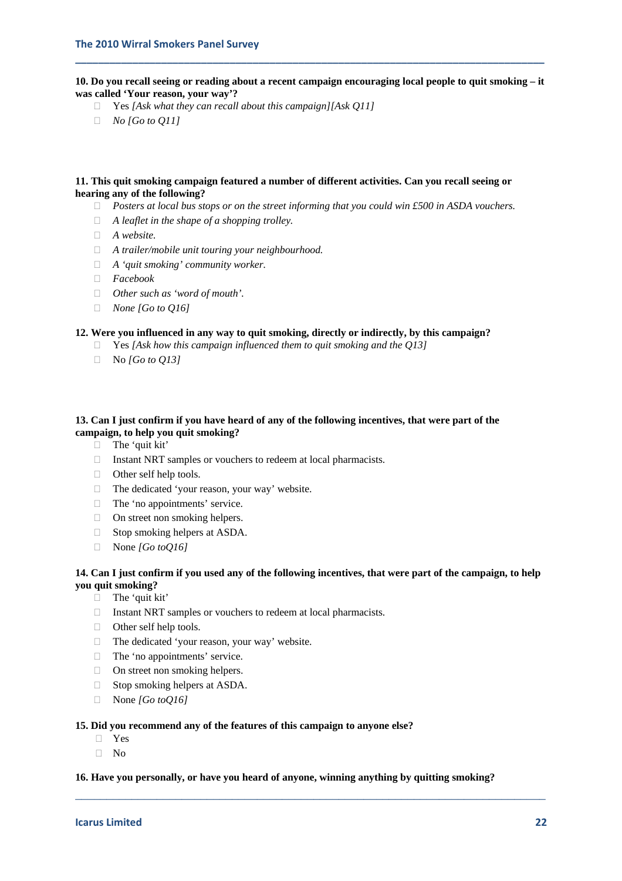**10. Do you recall seeing or reading about a recent campaign encouraging local people to quit smoking – it was called 'Your reason, your way'?**

- Yes *[Ask what they can recall about this campaign][Ask Q11]*
- *No [Go to Q11]*

**11. This quit smoking campaign featured a number of different activities. Can you recall seeing or hearing any of the following?**

- *Posters at local bus stops or on the street informing that you could win £500 in ASDA vouchers.*
- *A leaflet in the shape of a shopping trolley.*
- *A website.*
- *A trailer/mobile unit touring your neighbourhood.*
- *A 'quit smoking' community worker.*
- *Facebook*
- *Other such as 'word of mouth'.*
- *None [Go to Q16]*

**12. Were you influenced in any way to quit smoking, directly or indirectly, by this campaign?**

- Yes *[Ask how this campaign influenced them to quit smoking and the Q13]*
- No *[Go to Q13]*

**13. Can I just confirm if you have heard of any of the following incentives, that were part of the campaign, to help you quit smoking?**

- The 'quit kit'
- Instant NRT samples or vouchers to redeem at local pharmacists.
- Other self help tools.
- The dedicated 'your reason, your way' website.
- The 'no appointments' service.
- On street non smoking helpers.
- Stop smoking helpers at ASDA.
- None *[Go toQ16]*

**14. Can I just confirm if you used any of the following incentives, that were part of the campaign, to help you quit smoking?**

- The 'quit kit'
- Instant NRT samples or vouchers to redeem at local pharmacists.
- Other self help tools.
- The dedicated 'your reason, your way' website.
- The 'no appointments' service.
- On street non smoking helpers.
- Stop smoking helpers at ASDA.
- None *[Go toQ16]*

**15. Did you recommend any of the features of this campaign to anyone else?**

- Yes
- No

**16. Have you personally, or have you heard of anyone, winning anything by quitting smoking?**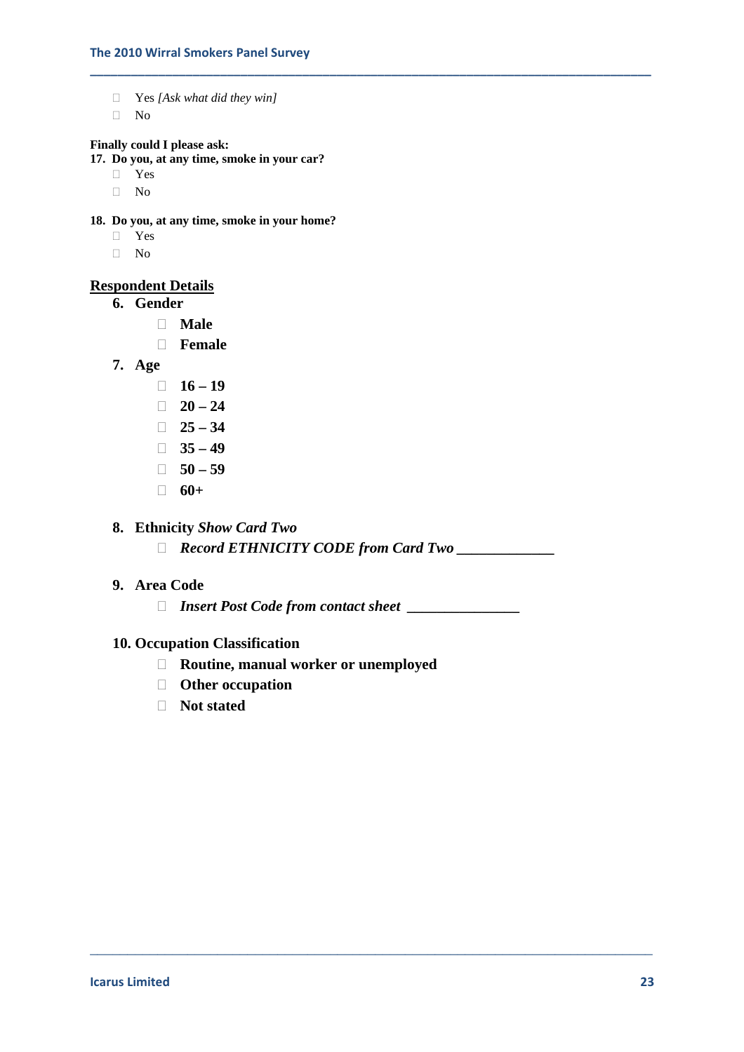- Yes *[Ask what did they win]*
- No

**Finally could I please ask:**

**17. Do you, at any time, smoke in your car?**

- Yes
- No

**18. Do you, at any time, smoke in your home?**

- Yes
- No

## <u>Respondent Details</u>

**6. Gender**

- **Male**
- **Female**

**7. Age**

- **16 – 19**
- **20 – 24**
- **25 – 34**
- **35 – 49**
- **50 – 59**
- **60+**

**8. Ethnicity** ***Show Card Two***

- ***Record ETHNICITY CODE from Card Two*** _____________

**9. Area Code**

- ***Insert Post Code from contact sheet*** _______________

**10. Occupation Classification**

- **Routine, manual worker or unemployed**
- **Other occupation**
- **Not stated**